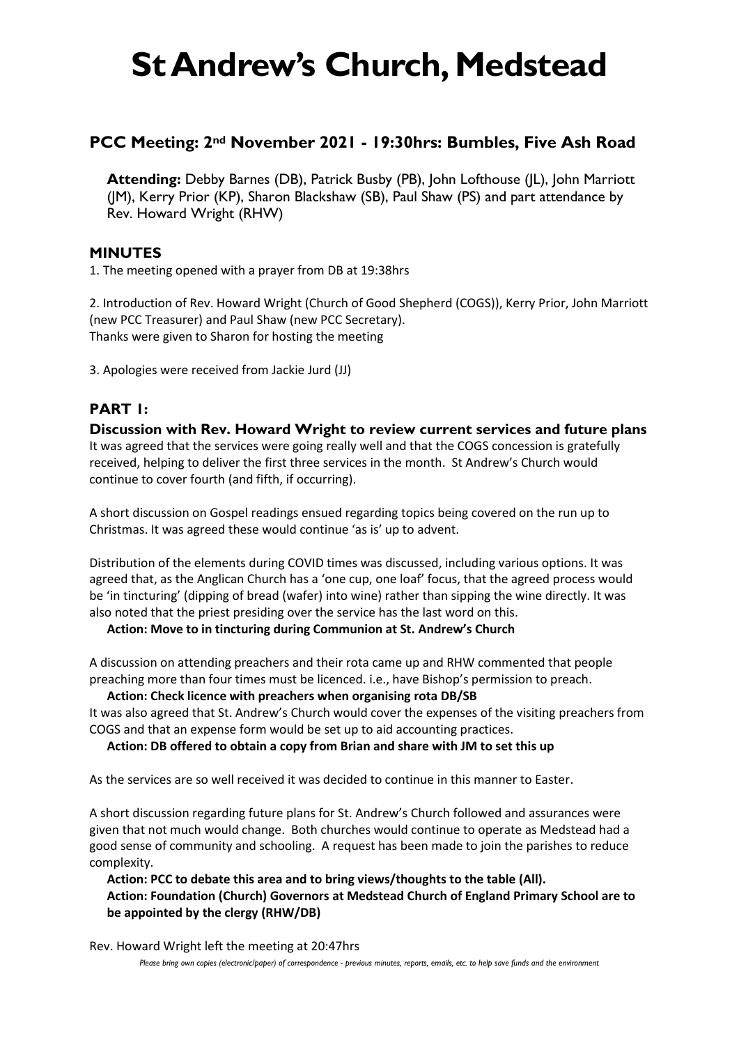# St Andrew's Church, Medstead

## PCC Meeting: 2nd November 2021 - 19:30hrs: Bumbles, Five Ash Road

**Attending:** Debby Barnes (DB), Patrick Busby (PB), John Lofthouse (JL), John Marriott (JM), Kerry Prior (KP), Sharon Blackshaw (SB), Paul Shaw (PS) and part attendance by Rev. Howard Wright (RHW)

### MINUTES

1. The meeting opened with a prayer from DB at 19:38hrs

2. Introduction of Rev. Howard Wright (Church of Good Shepherd (COGS)), Kerry Prior, John Marriott (new PCC Treasurer) and Paul Shaw (new PCC Secretary).
Thanks were given to Sharon for hosting the meeting

3. Apologies were received from Jackie Jurd (JJ)

### PART 1:

**Discussion with Rev. Howard Wright to review current services and future plans**

It was agreed that the services were going really well and that the COGS concession is gratefully received, helping to deliver the first three services in the month. St Andrew's Church would continue to cover fourth (and fifth, if occurring).

A short discussion on Gospel readings ensued regarding topics being covered on the run up to Christmas. It was agreed these would continue 'as is' up to advent.

Distribution of the elements during COVID times was discussed, including various options. It was agreed that, as the Anglican Church has a 'one cup, one loaf' focus, that the agreed process would be 'in tincturing' (dipping of bread (wafer) into wine) rather than sipping the wine directly. It was also noted that the priest presiding over the service has the last word on this.

**Action: Move to in tincturing during Communion at St. Andrew's Church**

A discussion on attending preachers and their rota came up and RHW commented that people preaching more than four times must be licenced. i.e., have Bishop's permission to preach.

**Action: Check licence with preachers when organising rota DB/SB**

It was also agreed that St. Andrew's Church would cover the expenses of the visiting preachers from COGS and that an expense form would be set up to aid accounting practices.

**Action: DB offered to obtain a copy from Brian and share with JM to set this up**

As the services are so well received it was decided to continue in this manner to Easter.

A short discussion regarding future plans for St. Andrew's Church followed and assurances were given that not much would change. Both churches would continue to operate as Medstead had a good sense of community and schooling. A request has been made to join the parishes to reduce complexity.

**Action: PCC to debate this area and to bring views/thoughts to the table (All).**
**Action: Foundation (Church) Governors at Medstead Church of England Primary School are to be appointed by the clergy (RHW/DB)**

Rev. Howard Wright left the meeting at 20:47hrs

*Please bring own copies (electronic/paper) of correspondence - previous minutes, reports, emails, etc. to help save funds and the environment*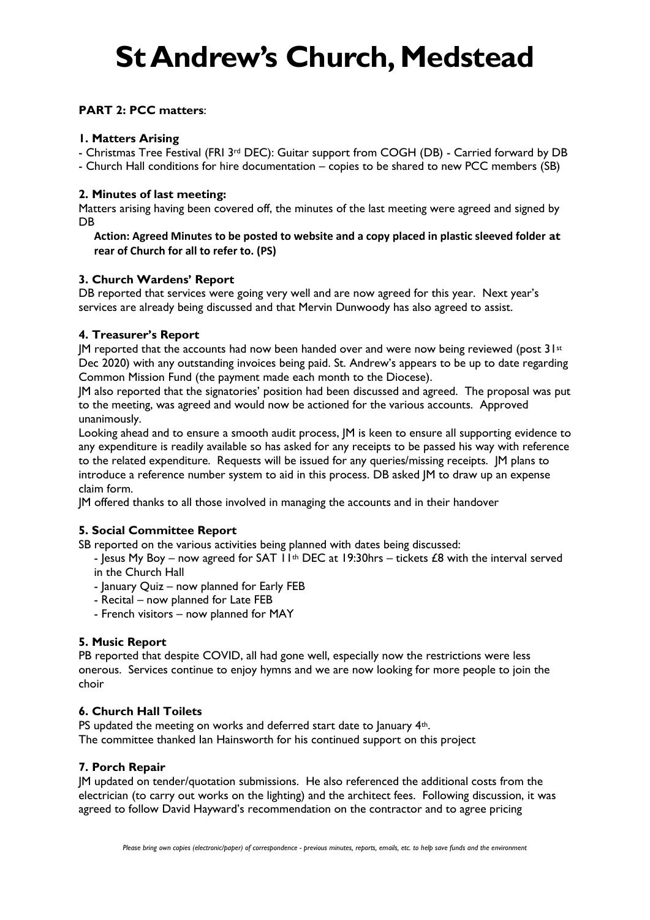# St Andrew's Church, Medstead

**PART 2: PCC matters**:

### 1. Matters Arising

- Christmas Tree Festival (FRI 3rd DEC): Guitar support from COGH (DB) - Carried forward by DB
- Church Hall conditions for hire documentation – copies to be shared to new PCC members (SB)

### 2. Minutes of last meeting:

Matters arising having been covered off, the minutes of the last meeting were agreed and signed by DB

> **Action: Agreed Minutes to be posted to website and a copy placed in plastic sleeved folder at rear of Church for all to refer to. (PS)**

### 3. Church Wardens' Report

DB reported that services were going very well and are now agreed for this year. Next year's services are already being discussed and that Mervin Dunwoody has also agreed to assist.

### 4. Treasurer's Report

JM reported that the accounts had now been handed over and were now being reviewed (post 31st Dec 2020) with any outstanding invoices being paid. St. Andrew's appears to be up to date regarding Common Mission Fund (the payment made each month to the Diocese).

JM also reported that the signatories' position had been discussed and agreed. The proposal was put to the meeting, was agreed and would now be actioned for the various accounts. Approved unanimously.

Looking ahead and to ensure a smooth audit process, JM is keen to ensure all supporting evidence to any expenditure is readily available so has asked for any receipts to be passed his way with reference to the related expenditure. Requests will be issued for any queries/missing receipts. JM plans to introduce a reference number system to aid in this process. DB asked JM to draw up an expense claim form.

JM offered thanks to all those involved in managing the accounts and in their handover

### 5. Social Committee Report

SB reported on the various activities being planned with dates being discussed:

- Jesus My Boy – now agreed for SAT 11th DEC at 19:30hrs – tickets £8 with the interval served in the Church Hall
- January Quiz – now planned for Early FEB
- Recital – now planned for Late FEB
- French visitors – now planned for MAY

### 5. Music Report

PB reported that despite COVID, all had gone well, especially now the restrictions were less onerous. Services continue to enjoy hymns and we are now looking for more people to join the choir

### 6. Church Hall Toilets

PS updated the meeting on works and deferred start date to January 4th.

The committee thanked Ian Hainsworth for his continued support on this project

### 7. Porch Repair

JM updated on tender/quotation submissions. He also referenced the additional costs from the electrician (to carry out works on the lighting) and the architect fees. Following discussion, it was agreed to follow David Hayward's recommendation on the contractor and to agree pricing

*Please bring own copies (electronic/paper) of correspondence - previous minutes, reports, emails, etc. to help save funds and the environment*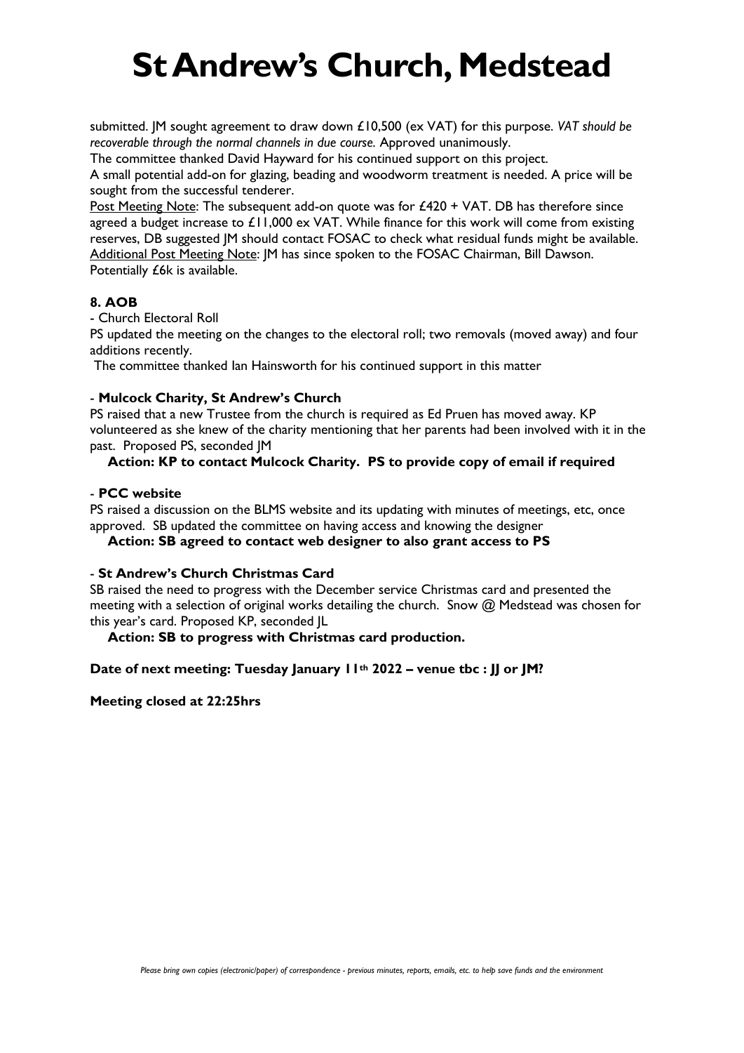submitted. JM sought agreement to draw down £10,500 (ex VAT) for this purpose. *VAT should be recoverable through the normal channels in due course.* Approved unanimously.

The committee thanked David Hayward for his continued support on this project.

A small potential add-on for glazing, beading and woodworm treatment is needed. A price will be sought from the successful tenderer.

Post Meeting Note: The subsequent add-on quote was for £420 + VAT. DB has therefore since agreed a budget increase to £11,000 ex VAT. While finance for this work will come from existing reserves, DB suggested JM should contact FOSAC to check what residual funds might be available.

Additional Post Meeting Note: JM has since spoken to the FOSAC Chairman, Bill Dawson. Potentially £6k is available.

**8. AOB**

- Church Electoral Roll

PS updated the meeting on the changes to the electoral roll; two removals (moved away) and four additions recently.

The committee thanked Ian Hainsworth for his continued support in this matter

- **Mulcock Charity, St Andrew's Church**

PS raised that a new Trustee from the church is required as Ed Pruen has moved away. KP volunteered as she knew of the charity mentioning that her parents had been involved with it in the past. Proposed PS, seconded JM

**Action: KP to contact Mulcock Charity. PS to provide copy of email if required**

- **PCC website**

PS raised a discussion on the BLMS website and its updating with minutes of meetings, etc, once approved. SB updated the committee on having access and knowing the designer

**Action: SB agreed to contact web designer to also grant access to PS**

- **St Andrew's Church Christmas Card**

SB raised the need to progress with the December service Christmas card and presented the meeting with a selection of original works detailing the church. Snow @ Medstead was chosen for this year's card. Proposed KP, seconded JL

**Action: SB to progress with Christmas card production.**

**Date of next meeting: Tuesday January 11th 2022 – venue tbc : JJ or JM?**

**Meeting closed at 22:25hrs**

*Please bring own copies (electronic/paper) of correspondence - previous minutes, reports, emails, etc. to help save funds and the environment*